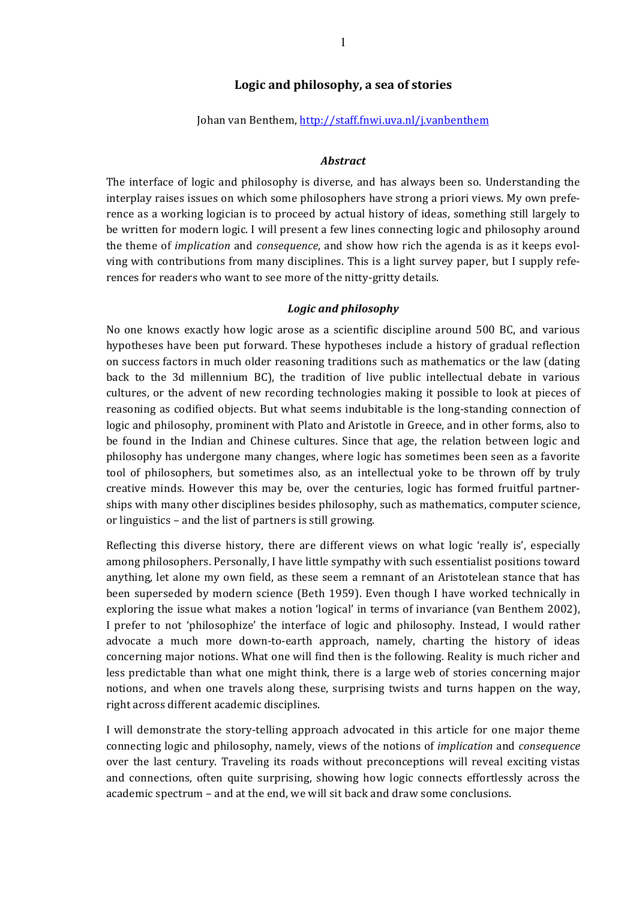# Logic and philosophy, a sea of stories

Johan van Benthem, http://staff.fnwi.uva.nl/j.vanbenthem

### *Abstract*

The interface of logic and philosophy is diverse, and has always been so. Understanding the interplay raises issues on which some philosophers have strong a priori views. My own preference as a working logician is to proceed by actual history of ideas, something still largely to be written for modern logic. I will present a few lines connecting logic and philosophy around the theme of *implication* and *consequence*, and show how rich the agenda is as it keeps evolving with contributions from many disciplines. This is a light survey paper, but I supply references for readers who want to see more of the nitty-gritty details.

## *Logic and philosophy*

No one knows exactly how logic arose as a scientific discipline around 500 BC, and various hypotheses have been put forward. These hypotheses include a history of gradual reflection on success factors in much older reasoning traditions such as mathematics or the law (dating back to the 3d millennium BC), the tradition of live public intellectual debate in various cultures, or the advent of new recording technologies making it possible to look at pieces of reasoning as codified objects. But what seems indubitable is the long-standing connection of logic and philosophy, prominent with Plato and Aristotle in Greece, and in other forms, also to be found in the Indian and Chinese cultures. Since that age, the relation between logic and philosophy has undergone many changes, where logic has sometimes been seen as a favorite tool of philosophers, but sometimes also, as an intellectual yoke to be thrown off by truly creative minds. However this may be, over the centuries, logic has formed fruitful partnerships with many other disciplines besides philosophy, such as mathematics, computer science, or linguistics – and the list of partners is still growing.

Reflecting this diverse history, there are different views on what logic 'really is', especially among philosophers. Personally, I have little sympathy with such essentialist positions toward anything, let alone my own field, as these seem a remnant of an Aristotelean stance that has been superseded by modern science (Beth 1959). Even though I have worked technically in exploring the issue what makes a notion 'logical' in terms of invariance (van Benthem 2002), I prefer to not 'philosophize' the interface of logic and philosophy. Instead, I would rather advocate a much more down-to-earth approach, namely, charting the history of ideas concerning major notions. What one will find then is the following. Reality is much richer and less predictable than what one might think, there is a large web of stories concerning major notions, and when one travels along these, surprising twists and turns happen on the way, right across different academic disciplines.

I will demonstrate the story-telling approach advocated in this article for one major theme connecting logic and philosophy, namely, views of the notions of *implication* and *consequence* over the last century. Traveling its roads without preconceptions will reveal exciting vistas and connections, often quite surprising, showing how logic connects effortlessly across the academic spectrum – and at the end, we will sit back and draw some conclusions.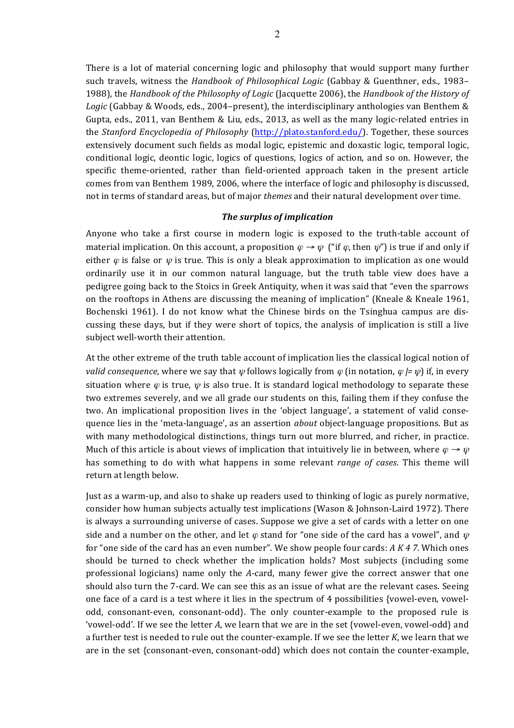There is a lot of material concerning logic and philosophy that would support many further such travels, witness the *Handbook of Philosophical Logic* (Gabbay & Guenthner, eds., 1983–1988), the *Handbook of the Philosophy of Logic* (Jacquette 2006), the *Handbook of the History of Logic* (Gabbay & Woods, eds., 2004–present), the interdisciplinary anthologies van Benthem & Gupta, eds., 2011, van Benthem & Liu, eds., 2013, as well as the many logic-related entries in the *Stanford Encyclopedia of Philosophy* (http://plato.stanford.edu/). Together, these sources extensively document such fields as modal logic, epistemic and doxastic logic, temporal logic, conditional logic, deontic logic, logics of questions, logics of action, and so on. However, the specific theme-oriented, rather than field-oriented approach taken in the present article comes from van Benthem 1989, 2006, where the interface of logic and philosophy is discussed, not in terms of standard areas, but of major *themes* and their natural development over time.

### *The surplus of implication*

Anyone who take a first course in modern logic is exposed to the truth-table account of material implication. On this account, a proposition $\varphi \to \psi$ ("if $\varphi$, then $\psi$") is true if and only if either $\varphi$ is false or $\psi$ is true. This is only a bleak approximation to implication as one would ordinarily use it in our common natural language, but the truth table view does have a pedigree going back to the Stoics in Greek Antiquity, when it was said that "even the sparrows on the rooftops in Athens are discussing the meaning of implication" (Kneale & Kneale 1961, Bochenski 1961). I do not know what the Chinese birds on the Tsinghua campus are discussing these days, but if they were short of topics, the analysis of implication is still a live subject well-worth their attention.

At the other extreme of the truth table account of implication lies the classical logical notion of *valid consequence*, where we say that $\psi$ follows logically from $\varphi$ (in notation, $\varphi \models \psi$) if, in every situation where $\varphi$ is true, $\psi$ is also true. It is standard logical methodology to separate these two extremes severely, and we all grade our students on this, failing them if they confuse the two. An implicational proposition lives in the 'object language', a statement of valid consequence lies in the 'meta-language', as an assertion *about* object-language propositions. But as with many methodological distinctions, things turn out more blurred, and richer, in practice. Much of this article is about views of implication that intuitively lie in between, where $\varphi \to \psi$ has something to do with what happens in some relevant *range of cases*. This theme will return at length below.

Just as a warm-up, and also to shake up readers used to thinking of logic as purely normative, consider how human subjects actually test implications (Wason & Johnson-Laird 1972). There is always a surrounding universe of cases. Suppose we give a set of cards with a letter on one side and a number on the other, and let $\varphi$ stand for "one side of the card has a vowel", and $\psi$ for "one side of the card has an even number". We show people four cards: *A K 4 7*. Which ones should be turned to check whether the implication holds? Most subjects (including some professional logicians) name only the *A*-card, many fewer give the correct answer that one should also turn the 7-card. We can see this as an issue of what are the relevant cases. Seeing one face of a card is a test where it lies in the spectrum of 4 possibilities {vowel-even, vowel-odd, consonant-even, consonant-odd}. The only counter-example to the proposed rule is 'vowel-odd'. If we see the letter *A*, we learn that we are in the set {vowel-even, vowel-odd} and a further test is needed to rule out the counter-example. If we see the letter *K*, we learn that we are in the set {consonant-even, consonant-odd} which does not contain the counter-example,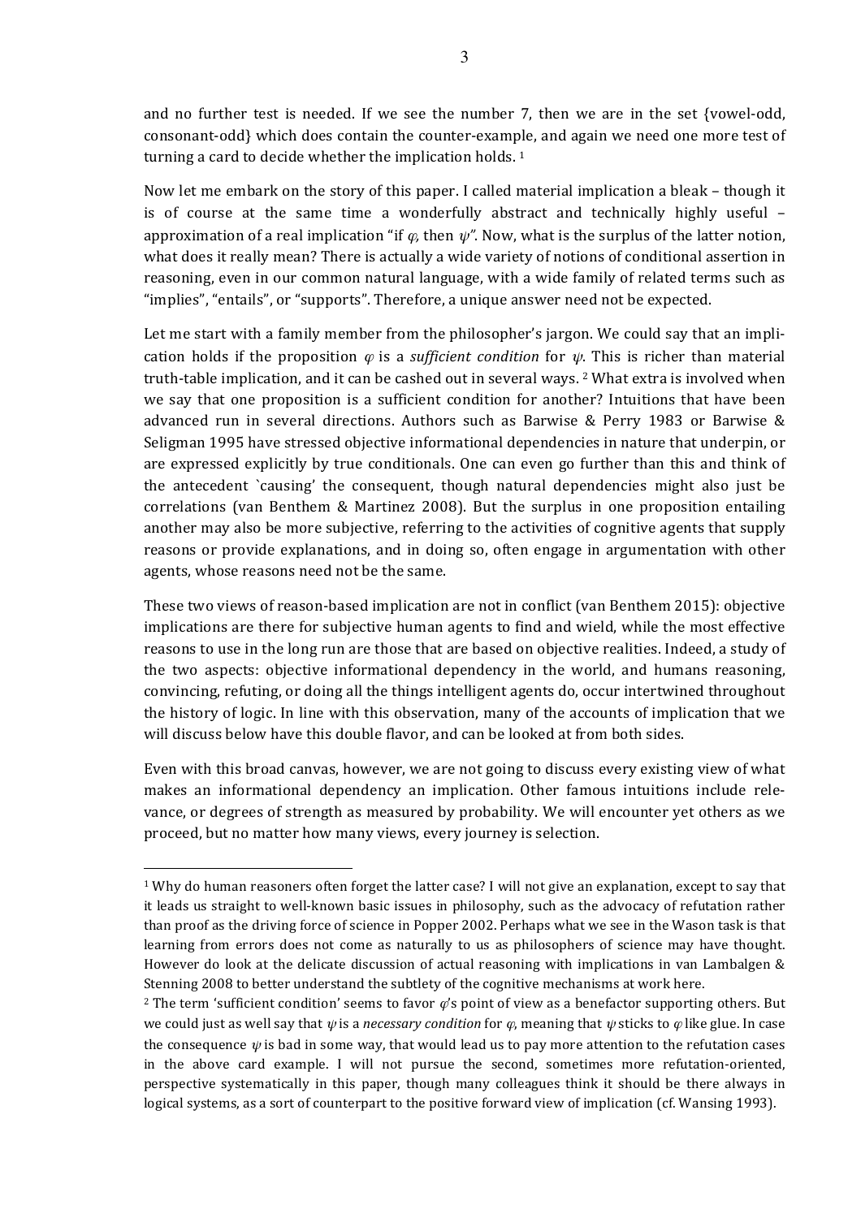and no further test is needed. If we see the number 7, then we are in the set {vowel-odd, consonant-odd} which does contain the counter-example, and again we need one more test of turning a card to decide whether the implication holds. [1]

Now let me embark on the story of this paper. I called material implication a bleak – though it is of course at the same time a wonderfully abstract and technically highly useful – approximation of a real implication "if $\varphi$, then $\psi$". Now, what is the surplus of the latter notion, what does it really mean? There is actually a wide variety of notions of conditional assertion in reasoning, even in our common natural language, with a wide family of related terms such as "implies", "entails", or "supports". Therefore, a unique answer need not be expected.

Let me start with a family member from the philosopher's jargon. We could say that an implication holds if the proposition $\varphi$ is a *sufficient condition* for $\psi$. This is richer than material truth-table implication, and it can be cashed out in several ways. [2] What extra is involved when we say that one proposition is a sufficient condition for another? Intuitions that have been advanced run in several directions. Authors such as Barwise & Perry 1983 or Barwise & Seligman 1995 have stressed objective informational dependencies in nature that underpin, or are expressed explicitly by true conditionals. One can even go further than this and think of the antecedent `causing' the consequent, though natural dependencies might also just be correlations (van Benthem & Martinez 2008). But the surplus in one proposition entailing another may also be more subjective, referring to the activities of cognitive agents that supply reasons or provide explanations, and in doing so, often engage in argumentation with other agents, whose reasons need not be the same.

These two views of reason-based implication are not in conflict (van Benthem 2015): objective implications are there for subjective human agents to find and wield, while the most effective reasons to use in the long run are those that are based on objective realities. Indeed, a study of the two aspects: objective informational dependency in the world, and humans reasoning, convincing, refuting, or doing all the things intelligent agents do, occur intertwined throughout the history of logic. In line with this observation, many of the accounts of implication that we will discuss below have this double flavor, and can be looked at from both sides.

Even with this broad canvas, however, we are not going to discuss every existing view of what makes an informational dependency an implication. Other famous intuitions include relevance, or degrees of strength as measured by probability. We will encounter yet others as we proceed, but no matter how many views, every journey is selection.

---

[1] Why do human reasoners often forget the latter case? I will not give an explanation, except to say that it leads us straight to well-known basic issues in philosophy, such as the advocacy of refutation rather than proof as the driving force of science in Popper 2002. Perhaps what we see in the Wason task is that learning from errors does not come as naturally to us as philosophers of science may have thought. However do look at the delicate discussion of actual reasoning with implications in van Lambalgen & Stenning 2008 to better understand the subtlety of the cognitive mechanisms at work here.

[2] The term 'sufficient condition' seems to favor $\varphi$'s point of view as a benefactor supporting others. But we could just as well say that $\psi$ is a *necessary condition* for $\varphi$, meaning that $\psi$ sticks to $\varphi$ like glue. In case the consequence $\psi$ is bad in some way, that would lead us to pay more attention to the refutation cases in the above card example. I will not pursue the second, sometimes more refutation-oriented, perspective systematically in this paper, though many colleagues think it should be there always in logical systems, as a sort of counterpart to the positive forward view of implication (cf. Wansing 1993).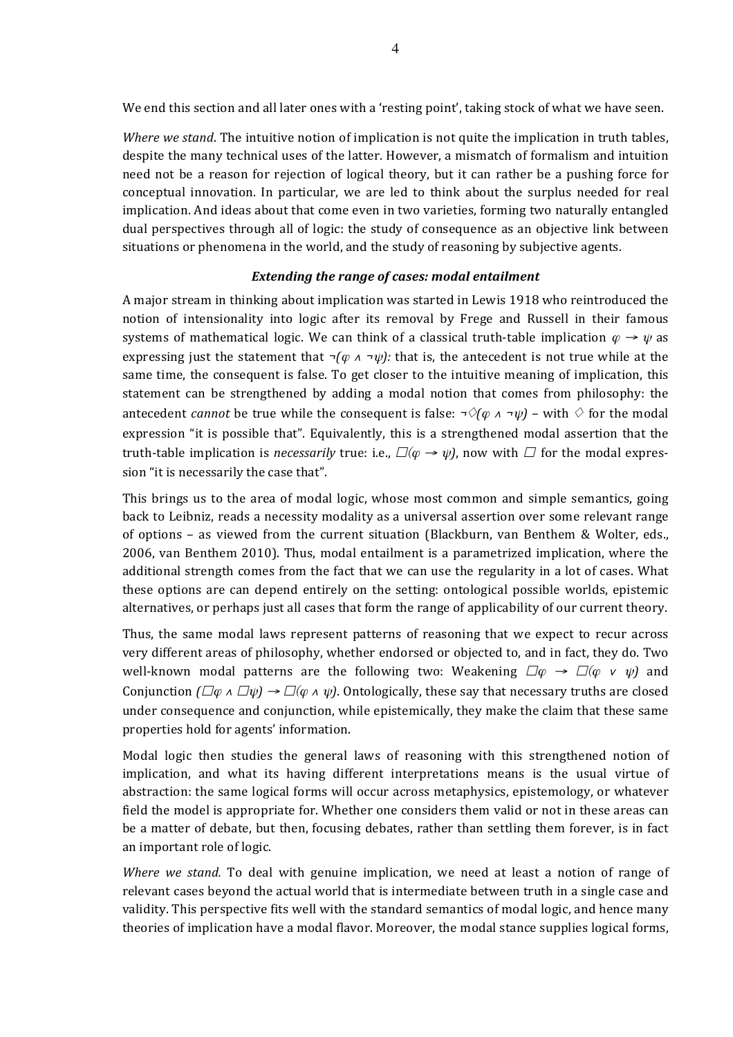We end this section and all later ones with a 'resting point', taking stock of what we have seen.

*Where we stand*. The intuitive notion of implication is not quite the implication in truth tables, despite the many technical uses of the latter. However, a mismatch of formalism and intuition need not be a reason for rejection of logical theory, but it can rather be a pushing force for conceptual innovation. In particular, we are led to think about the surplus needed for real implication. And ideas about that come even in two varieties, forming two naturally entangled dual perspectives through all of logic: the study of consequence as an objective link between situations or phenomena in the world, and the study of reasoning by subjective agents.

### *Extending the range of cases: modal entailment*

A major stream in thinking about implication was started in Lewis 1918 who reintroduced the notion of intensionality into logic after its removal by Frege and Russell in their famous systems of mathematical logic. We can think of a classical truth-table implication $\varphi \rightarrow \psi$ as expressing just the statement that $\neg(\varphi \wedge \neg\psi)$: that is, the antecedent is not true while at the same time, the consequent is false. To get closer to the intuitive meaning of implication, this statement can be strengthened by adding a modal notion that comes from philosophy: the antecedent *cannot* be true while the consequent is false: $\neg\Diamond(\varphi \wedge \neg\psi)$ – with $\Diamond$ for the modal expression "it is possible that". Equivalently, this is a strengthened modal assertion that the truth-table implication is *necessarily* true: i.e., $\Box(\varphi \rightarrow \psi)$, now with $\Box$ for the modal expression "it is necessarily the case that".

This brings us to the area of modal logic, whose most common and simple semantics, going back to Leibniz, reads a necessity modality as a universal assertion over some relevant range of options – as viewed from the current situation (Blackburn, van Benthem & Wolter, eds., 2006, van Benthem 2010). Thus, modal entailment is a parametrized implication, where the additional strength comes from the fact that we can use the regularity in a lot of cases. What these options are can depend entirely on the setting: ontological possible worlds, epistemic alternatives, or perhaps just all cases that form the range of applicability of our current theory.

Thus, the same modal laws represent patterns of reasoning that we expect to recur across very different areas of philosophy, whether endorsed or objected to, and in fact, they do. Two well-known modal patterns are the following two: Weakening $\Box\varphi \rightarrow \Box(\varphi \vee \psi)$ and Conjunction $(\Box\varphi \wedge \Box\psi) \rightarrow \Box(\varphi \wedge \psi)$. Ontologically, these say that necessary truths are closed under consequence and conjunction, while epistemically, they make the claim that these same properties hold for agents' information.

Modal logic then studies the general laws of reasoning with this strengthened notion of implication, and what its having different interpretations means is the usual virtue of abstraction: the same logical forms will occur across metaphysics, epistemology, or whatever field the model is appropriate for. Whether one considers them valid or not in these areas can be a matter of debate, but then, focusing debates, rather than settling them forever, is in fact an important role of logic.

*Where we stand.* To deal with genuine implication, we need at least a notion of range of relevant cases beyond the actual world that is intermediate between truth in a single case and validity. This perspective fits well with the standard semantics of modal logic, and hence many theories of implication have a modal flavor. Moreover, the modal stance supplies logical forms,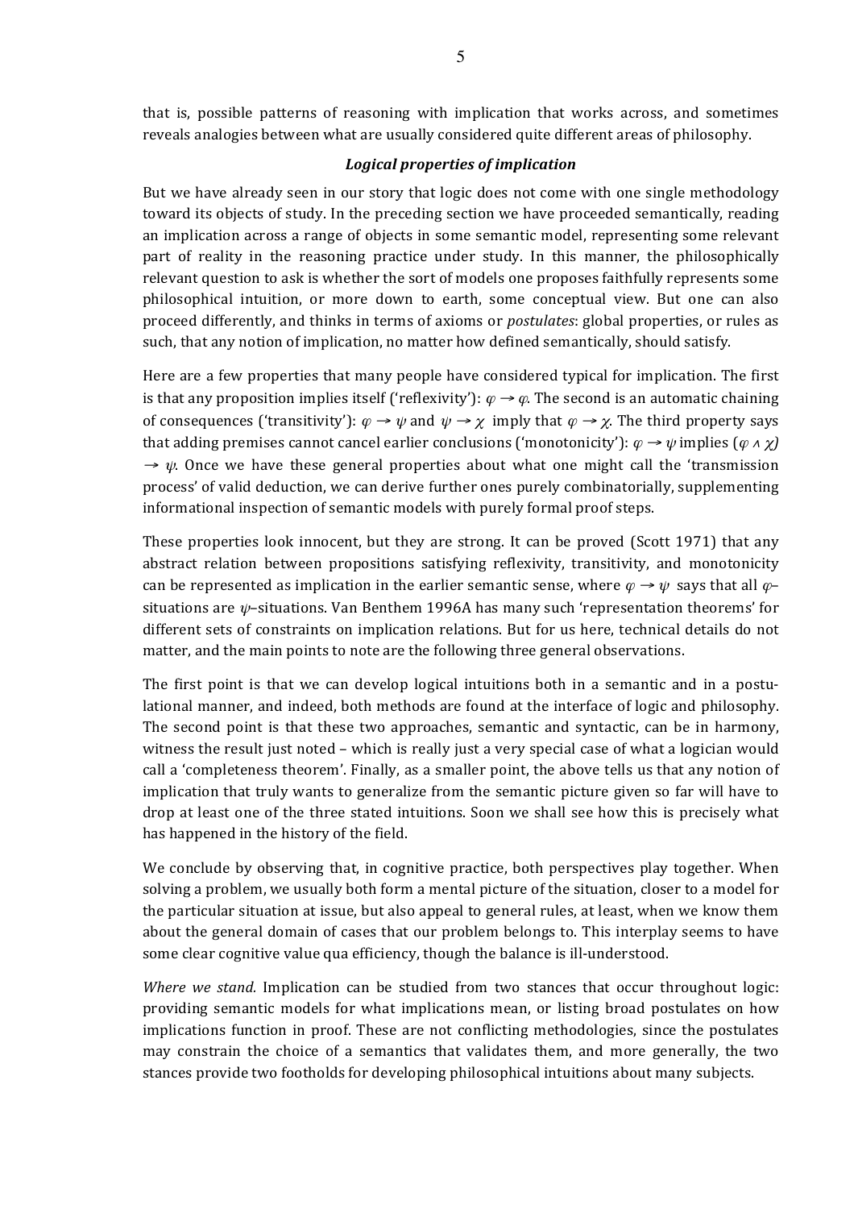that is, possible patterns of reasoning with implication that works across, and sometimes reveals analogies between what are usually considered quite different areas of philosophy.

### *Logical properties of implication*

But we have already seen in our story that logic does not come with one single methodology toward its objects of study. In the preceding section we have proceeded semantically, reading an implication across a range of objects in some semantic model, representing some relevant part of reality in the reasoning practice under study. In this manner, the philosophically relevant question to ask is whether the sort of models one proposes faithfully represents some philosophical intuition, or more down to earth, some conceptual view. But one can also proceed differently, and thinks in terms of axioms or *postulates*: global properties, or rules as such, that any notion of implication, no matter how defined semantically, should satisfy.

Here are a few properties that many people have considered typical for implication. The first is that any proposition implies itself ('reflexivity'): $\varphi \rightarrow \varphi$. The second is an automatic chaining of consequences ('transitivity'): $\varphi \rightarrow \psi$ and $\psi \rightarrow \chi$ imply that $\varphi \rightarrow \chi$. The third property says that adding premises cannot cancel earlier conclusions ('monotonicity'): $\varphi \rightarrow \psi$ implies $(\varphi \wedge \chi) \rightarrow \psi$. Once we have these general properties about what one might call the 'transmission process' of valid deduction, we can derive further ones purely combinatorially, supplementing informational inspection of semantic models with purely formal proof steps.

These properties look innocent, but they are strong. It can be proved (Scott 1971) that any abstract relation between propositions satisfying reflexivity, transitivity, and monotonicity can be represented as implication in the earlier semantic sense, where $\varphi \rightarrow \psi$ says that all $\varphi$–situations are $\psi$–situations. Van Benthem 1996A has many such 'representation theorems' for different sets of constraints on implication relations. But for us here, technical details do not matter, and the main points to note are the following three general observations.

The first point is that we can develop logical intuitions both in a semantic and in a postulational manner, and indeed, both methods are found at the interface of logic and philosophy. The second point is that these two approaches, semantic and syntactic, can be in harmony, witness the result just noted – which is really just a very special case of what a logician would call a 'completeness theorem'. Finally, as a smaller point, the above tells us that any notion of implication that truly wants to generalize from the semantic picture given so far will have to drop at least one of the three stated intuitions. Soon we shall see how this is precisely what has happened in the history of the field.

We conclude by observing that, in cognitive practice, both perspectives play together. When solving a problem, we usually both form a mental picture of the situation, closer to a model for the particular situation at issue, but also appeal to general rules, at least, when we know them about the general domain of cases that our problem belongs to. This interplay seems to have some clear cognitive value qua efficiency, though the balance is ill-understood.

*Where we stand.* Implication can be studied from two stances that occur throughout logic: providing semantic models for what implications mean, or listing broad postulates on how implications function in proof. These are not conflicting methodologies, since the postulates may constrain the choice of a semantics that validates them, and more generally, the two stances provide two footholds for developing philosophical intuitions about many subjects.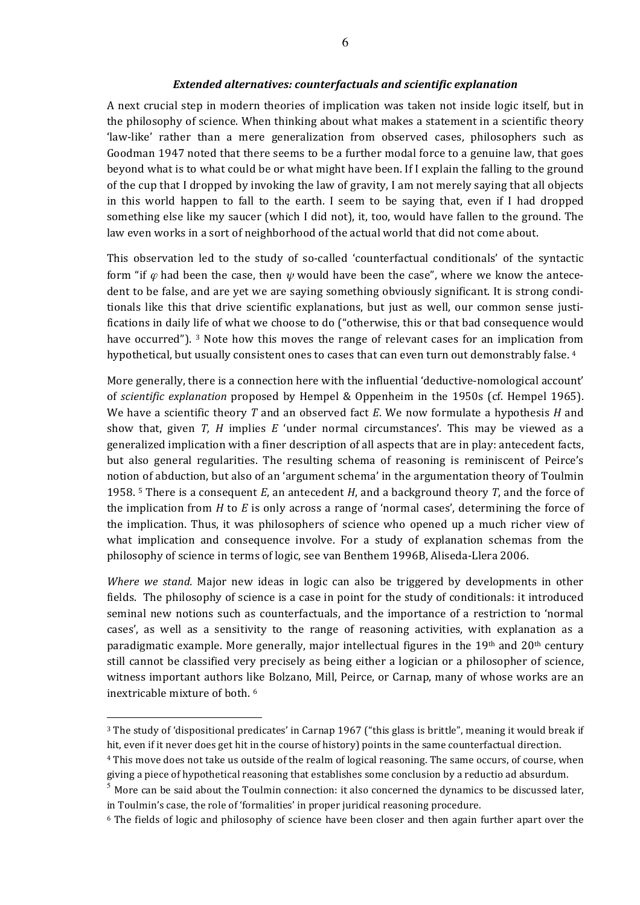### *Extended alternatives: counterfactuals and scientific explanation*

A next crucial step in modern theories of implication was taken not inside logic itself, but in the philosophy of science. When thinking about what makes a statement in a scientific theory 'law-like' rather than a mere generalization from observed cases, philosophers such as Goodman 1947 noted that there seems to be a further modal force to a genuine law, that goes beyond what is to what could be or what might have been. If I explain the falling to the ground of the cup that I dropped by invoking the law of gravity, I am not merely saying that all objects in this world happen to fall to the earth. I seem to be saying that, even if I had dropped something else like my saucer (which I did not), it, too, would have fallen to the ground. The law even works in a sort of neighborhood of the actual world that did not come about.

This observation led to the study of so-called 'counterfactual conditionals' of the syntactic form "if $\varphi$ had been the case, then $\psi$ would have been the case", where we know the antecedent to be false, and are yet we are saying something obviously significant. It is strong conditionals like this that drive scientific explanations, but just as well, our common sense justifications in daily life of what we choose to do ("otherwise, this or that bad consequence would have occurred"). [3] Note how this moves the range of relevant cases for an implication from hypothetical, but usually consistent ones to cases that can even turn out demonstrably false. [4]

More generally, there is a connection here with the influential 'deductive-nomological account' of *scientific explanation* proposed by Hempel & Oppenheim in the 1950s (cf. Hempel 1965). We have a scientific theory $T$ and an observed fact $E$. We now formulate a hypothesis $H$ and show that, given $T$, $H$ implies $E$ 'under normal circumstances'. This may be viewed as a generalized implication with a finer description of all aspects that are in play: antecedent facts, but also general regularities. The resulting schema of reasoning is reminiscent of Peirce's notion of abduction, but also of an 'argument schema' in the argumentation theory of Toulmin 1958. [5] There is a consequent $E$, an antecedent $H$, and a background theory $T$, and the force of the implication from $H$ to $E$ is only across a range of 'normal cases', determining the force of the implication. Thus, it was philosophers of science who opened up a much richer view of what implication and consequence involve. For a study of explanation schemas from the philosophy of science in terms of logic, see van Benthem 1996B, Aliseda-Llera 2006.

*Where we stand.* Major new ideas in logic can also be triggered by developments in other fields. The philosophy of science is a case in point for the study of conditionals: it introduced seminal new notions such as counterfactuals, and the importance of a restriction to 'normal cases', as well as a sensitivity to the range of reasoning activities, with explanation as a paradigmatic example. More generally, major intellectual figures in the 19th and 20th century still cannot be classified very precisely as being either a logician or a philosopher of science, witness important authors like Bolzano, Mill, Peirce, or Carnap, many of whose works are an inextricable mixture of both. [6]

---

[3] The study of 'dispositional predicates' in Carnap 1967 ("this glass is brittle", meaning it would break if hit, even if it never does get hit in the course of history) points in the same counterfactual direction.

[4] This move does not take us outside of the realm of logical reasoning. The same occurs, of course, when giving a piece of hypothetical reasoning that establishes some conclusion by a reductio ad absurdum.

[5] More can be said about the Toulmin connection: it also concerned the dynamics to be discussed later, in Toulmin's case, the role of 'formalities' in proper juridical reasoning procedure.

[6] The fields of logic and philosophy of science have been closer and then again further apart over the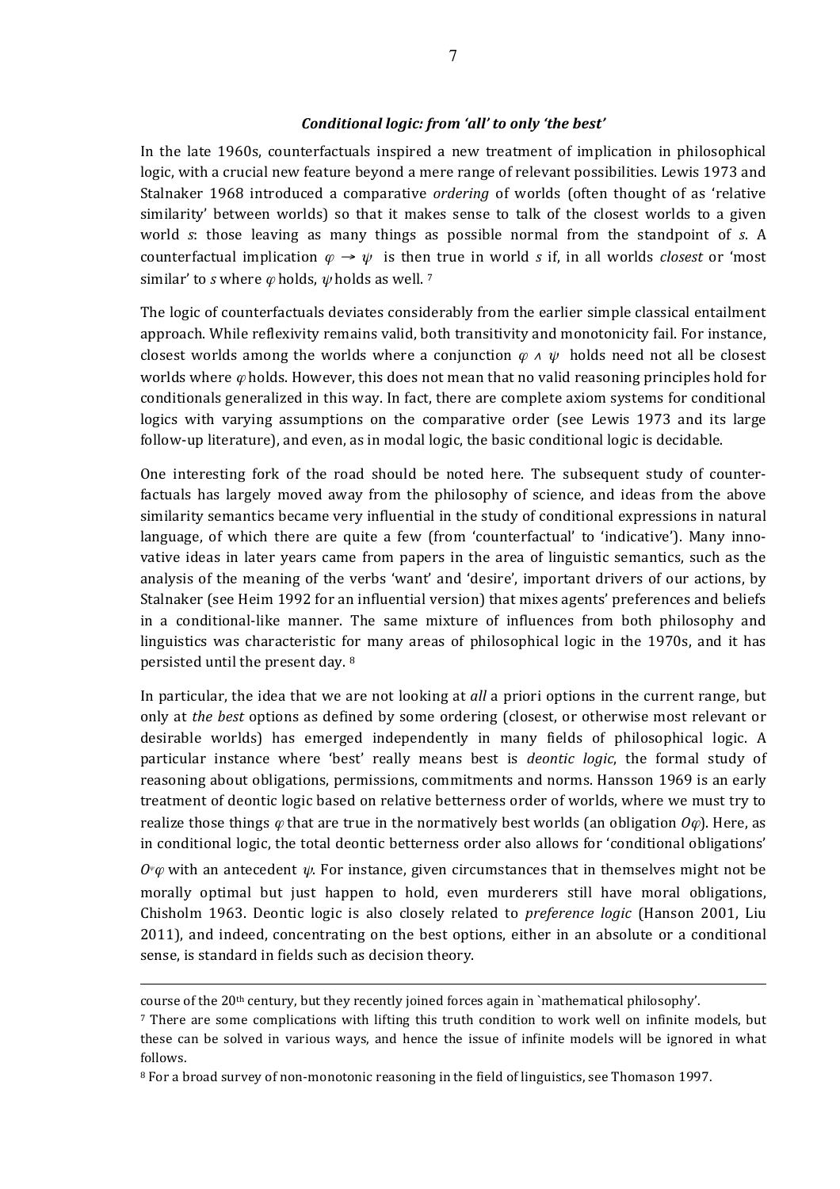### *Conditional logic: from 'all' to only 'the best'*

In the late 1960s, counterfactuals inspired a new treatment of implication in philosophical logic, with a crucial new feature beyond a mere range of relevant possibilities. Lewis 1973 and Stalnaker 1968 introduced a comparative *ordering* of worlds (often thought of as 'relative similarity' between worlds) so that it makes sense to talk of the closest worlds to a given world *s*: those leaving as many things as possible normal from the standpoint of *s*. A counterfactual implication $\varphi \rightarrow \psi$ is then true in world *s* if, in all worlds *closest* or 'most similar' to *s* where $\varphi$ holds, $\psi$ holds as well. [7]

The logic of counterfactuals deviates considerably from the earlier simple classical entailment approach. While reflexivity remains valid, both transitivity and monotonicity fail. For instance, closest worlds among the worlds where a conjunction $\varphi \wedge \psi$ holds need not all be closest worlds where $\varphi$ holds. However, this does not mean that no valid reasoning principles hold for conditionals generalized in this way. In fact, there are complete axiom systems for conditional logics with varying assumptions on the comparative order (see Lewis 1973 and its large follow-up literature), and even, as in modal logic, the basic conditional logic is decidable.

One interesting fork of the road should be noted here. The subsequent study of counterfactuals has largely moved away from the philosophy of science, and ideas from the above similarity semantics became very influential in the study of conditional expressions in natural language, of which there are quite a few (from 'counterfactual' to 'indicative'). Many innovative ideas in later years came from papers in the area of linguistic semantics, such as the analysis of the meaning of the verbs 'want' and 'desire', important drivers of our actions, by Stalnaker (see Heim 1992 for an influential version) that mixes agents' preferences and beliefs in a conditional-like manner. The same mixture of influences from both philosophy and linguistics was characteristic for many areas of philosophical logic in the 1970s, and it has persisted until the present day. [8]

In particular, the idea that we are not looking at *all* a priori options in the current range, but only at *the best* options as defined by some ordering (closest, or otherwise most relevant or desirable worlds) has emerged independently in many fields of philosophical logic. A particular instance where 'best' really means best is *deontic logic*, the formal study of reasoning about obligations, permissions, commitments and norms. Hansson 1969 is an early treatment of deontic logic based on relative betterness order of worlds, where we must try to realize those things $\varphi$ that are true in the normatively best worlds (an obligation $O\varphi$). Here, as in conditional logic, the total deontic betterness order also allows for 'conditional obligations' $O^{\psi}\varphi$ with an antecedent $\psi$. For instance, given circumstances that in themselves might not be morally optimal but just happen to hold, even murderers still have moral obligations, Chisholm 1963. Deontic logic is also closely related to *preference logic* (Hanson 2001, Liu 2011), and indeed, concentrating on the best options, either in an absolute or a conditional sense, is standard in fields such as decision theory.

---

course of the 20th century, but they recently joined forces again in `mathematical philosophy'.

[7] There are some complications with lifting this truth condition to work well on infinite models, but these can be solved in various ways, and hence the issue of infinite models will be ignored in what follows.

[8] For a broad survey of non-monotonic reasoning in the field of linguistics, see Thomason 1997.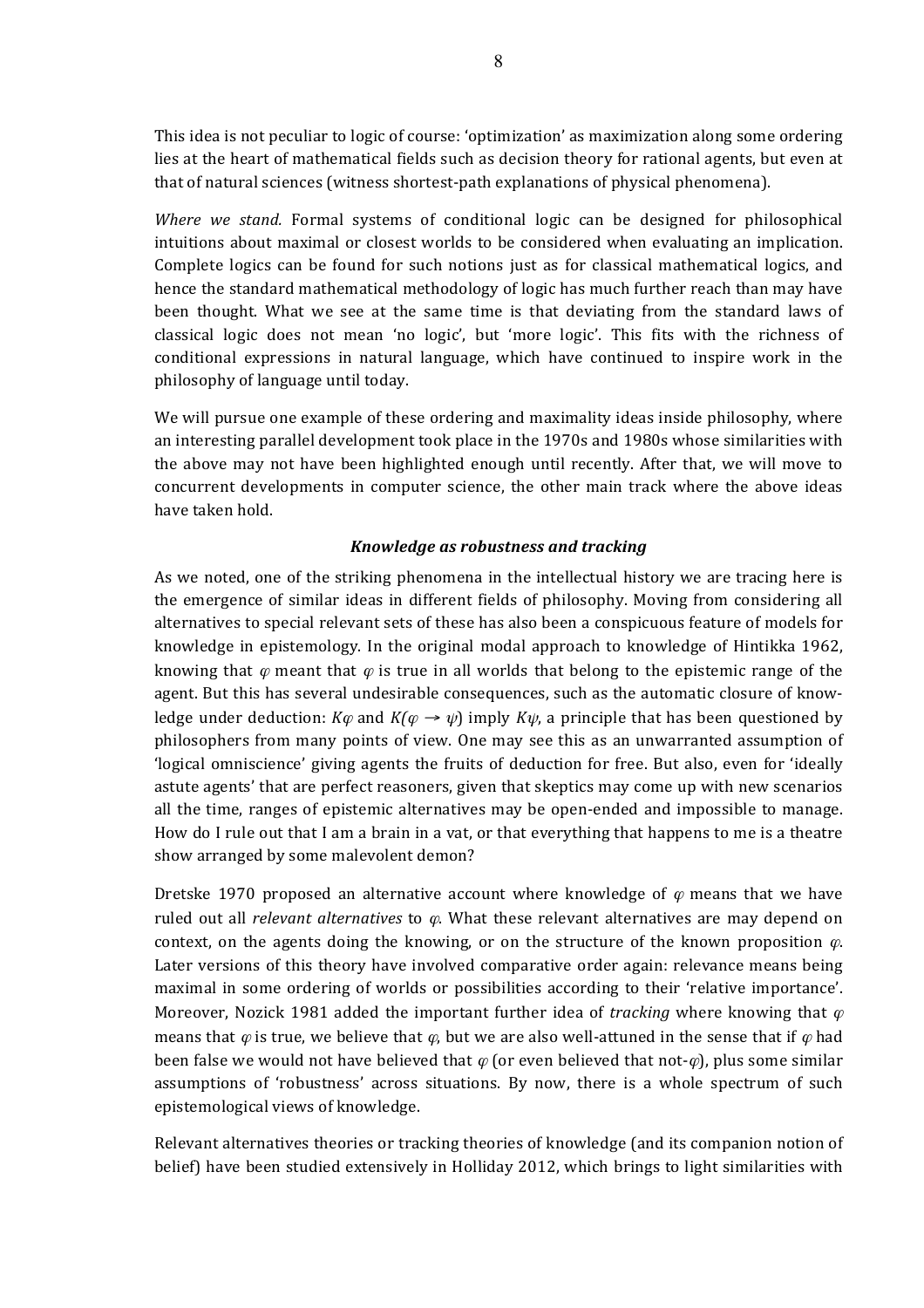This idea is not peculiar to logic of course: 'optimization' as maximization along some ordering lies at the heart of mathematical fields such as decision theory for rational agents, but even at that of natural sciences (witness shortest-path explanations of physical phenomena).

*Where we stand.* Formal systems of conditional logic can be designed for philosophical intuitions about maximal or closest worlds to be considered when evaluating an implication. Complete logics can be found for such notions just as for classical mathematical logics, and hence the standard mathematical methodology of logic has much further reach than may have been thought. What we see at the same time is that deviating from the standard laws of classical logic does not mean 'no logic', but 'more logic'. This fits with the richness of conditional expressions in natural language, which have continued to inspire work in the philosophy of language until today.

We will pursue one example of these ordering and maximality ideas inside philosophy, where an interesting parallel development took place in the 1970s and 1980s whose similarities with the above may not have been highlighted enough until recently. After that, we will move to concurrent developments in computer science, the other main track where the above ideas have taken hold.

### *Knowledge as robustness and tracking*

As we noted, one of the striking phenomena in the intellectual history we are tracing here is the emergence of similar ideas in different fields of philosophy. Moving from considering all alternatives to special relevant sets of these has also been a conspicuous feature of models for knowledge in epistemology. In the original modal approach to knowledge of Hintikka 1962, knowing that $\varphi$ meant that $\varphi$ is true in all worlds that belong to the epistemic range of the agent. But this has several undesirable consequences, such as the automatic closure of knowledge under deduction: $K\varphi$ and $K(\varphi \rightarrow \psi)$ imply $K\psi$, a principle that has been questioned by philosophers from many points of view. One may see this as an unwarranted assumption of 'logical omniscience' giving agents the fruits of deduction for free. But also, even for 'ideally astute agents' that are perfect reasoners, given that skeptics may come up with new scenarios all the time, ranges of epistemic alternatives may be open-ended and impossible to manage. How do I rule out that I am a brain in a vat, or that everything that happens to me is a theatre show arranged by some malevolent demon?

Dretske 1970 proposed an alternative account where knowledge of $\varphi$ means that we have ruled out all *relevant alternatives* to $\varphi$. What these relevant alternatives are may depend on context, on the agents doing the knowing, or on the structure of the known proposition $\varphi$. Later versions of this theory have involved comparative order again: relevance means being maximal in some ordering of worlds or possibilities according to their 'relative importance'. Moreover, Nozick 1981 added the important further idea of *tracking* where knowing that $\varphi$ means that $\varphi$ is true, we believe that $\varphi$, but we are also well-attuned in the sense that if $\varphi$ had been false we would not have believed that $\varphi$ (or even believed that not-$\varphi$), plus some similar assumptions of 'robustness' across situations. By now, there is a whole spectrum of such epistemological views of knowledge.

Relevant alternatives theories or tracking theories of knowledge (and its companion notion of belief) have been studied extensively in Holliday 2012, which brings to light similarities with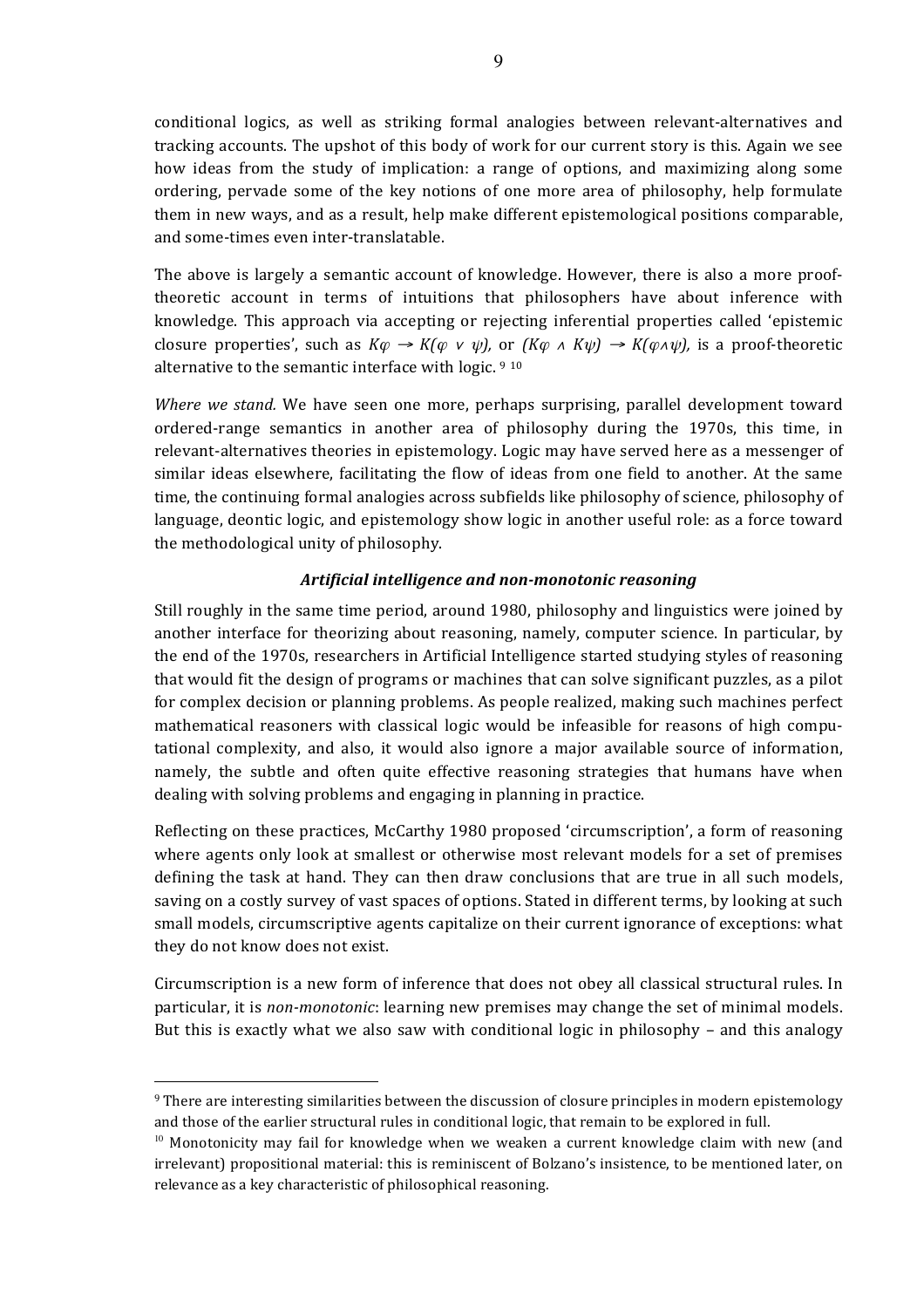conditional logics, as well as striking formal analogies between relevant-alternatives and tracking accounts. The upshot of this body of work for our current story is this. Again we see how ideas from the study of implication: a range of options, and maximizing along some ordering, pervade some of the key notions of one more area of philosophy, help formulate them in new ways, and as a result, help make different epistemological positions comparable, and some-times even inter-translatable.

The above is largely a semantic account of knowledge. However, there is also a more proof-theoretic account in terms of intuitions that philosophers have about inference with knowledge. This approach via accepting or rejecting inferential properties called 'epistemic closure properties', such as $K\varphi \rightarrow K(\varphi \vee \psi)$, or $(K\varphi \wedge K\psi) \rightarrow K(\varphi \wedge \psi)$, is a proof-theoretic alternative to the semantic interface with logic. [9] [10]

*Where we stand.* We have seen one more, perhaps surprising, parallel development toward ordered-range semantics in another area of philosophy during the 1970s, this time, in relevant-alternatives theories in epistemology. Logic may have served here as a messenger of similar ideas elsewhere, facilitating the flow of ideas from one field to another. At the same time, the continuing formal analogies across subfields like philosophy of science, philosophy of language, deontic logic, and epistemology show logic in another useful role: as a force toward the methodological unity of philosophy.

### *Artificial intelligence and non-monotonic reasoning*

Still roughly in the same time period, around 1980, philosophy and linguistics were joined by another interface for theorizing about reasoning, namely, computer science. In particular, by the end of the 1970s, researchers in Artificial Intelligence started studying styles of reasoning that would fit the design of programs or machines that can solve significant puzzles, as a pilot for complex decision or planning problems. As people realized, making such machines perfect mathematical reasoners with classical logic would be infeasible for reasons of high computational complexity, and also, it would also ignore a major available source of information, namely, the subtle and often quite effective reasoning strategies that humans have when dealing with solving problems and engaging in planning in practice.

Reflecting on these practices, McCarthy 1980 proposed 'circumscription', a form of reasoning where agents only look at smallest or otherwise most relevant models for a set of premises defining the task at hand. They can then draw conclusions that are true in all such models, saving on a costly survey of vast spaces of options. Stated in different terms, by looking at such small models, circumscriptive agents capitalize on their current ignorance of exceptions: what they do not know does not exist.

Circumscription is a new form of inference that does not obey all classical structural rules. In particular, it is *non-monotonic*: learning new premises may change the set of minimal models. But this is exactly what we also saw with conditional logic in philosophy – and this analogy

---

[9] There are interesting similarities between the discussion of closure principles in modern epistemology and those of the earlier structural rules in conditional logic, that remain to be explored in full.

[10] Monotonicity may fail for knowledge when we weaken a current knowledge claim with new (and irrelevant) propositional material: this is reminiscent of Bolzano's insistence, to be mentioned later, on relevance as a key characteristic of philosophical reasoning.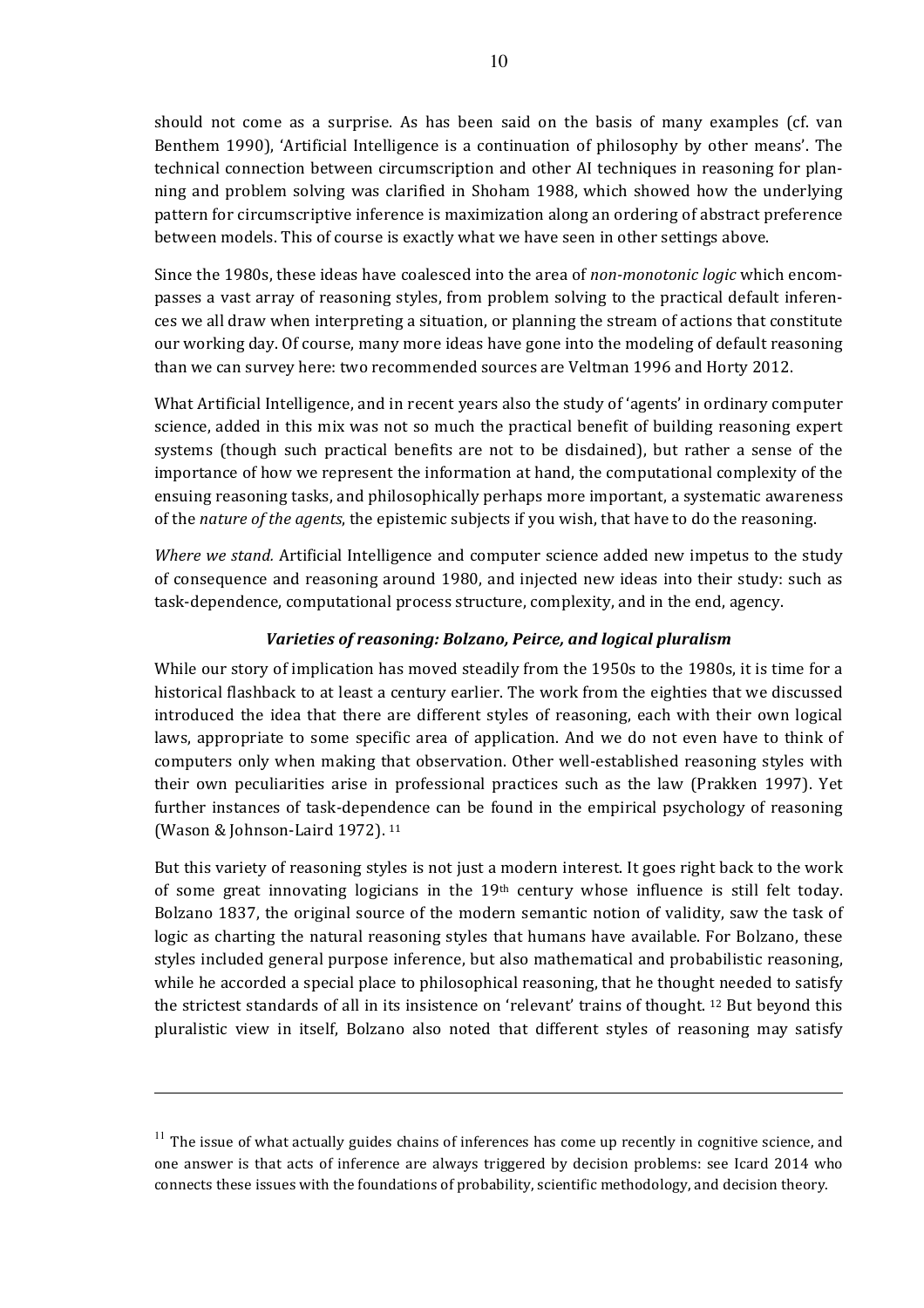should not come as a surprise. As has been said on the basis of many examples (cf. van Benthem 1990), 'Artificial Intelligence is a continuation of philosophy by other means'. The technical connection between circumscription and other AI techniques in reasoning for planning and problem solving was clarified in Shoham 1988, which showed how the underlying pattern for circumscriptive inference is maximization along an ordering of abstract preference between models. This of course is exactly what we have seen in other settings above.

Since the 1980s, these ideas have coalesced into the area of *non-monotonic logic* which encompasses a vast array of reasoning styles, from problem solving to the practical default inferences we all draw when interpreting a situation, or planning the stream of actions that constitute our working day. Of course, many more ideas have gone into the modeling of default reasoning than we can survey here: two recommended sources are Veltman 1996 and Horty 2012.

What Artificial Intelligence, and in recent years also the study of 'agents' in ordinary computer science, added in this mix was not so much the practical benefit of building reasoning expert systems (though such practical benefits are not to be disdained), but rather a sense of the importance of how we represent the information at hand, the computational complexity of the ensuing reasoning tasks, and philosophically perhaps more important, a systematic awareness of the *nature of the agents*, the epistemic subjects if you wish, that have to do the reasoning.

*Where we stand.* Artificial Intelligence and computer science added new impetus to the study of consequence and reasoning around 1980, and injected new ideas into their study: such as task-dependence, computational process structure, complexity, and in the end, agency.

### *Varieties of reasoning: Bolzano, Peirce, and logical pluralism*

While our story of implication has moved steadily from the 1950s to the 1980s, it is time for a historical flashback to at least a century earlier. The work from the eighties that we discussed introduced the idea that there are different styles of reasoning, each with their own logical laws, appropriate to some specific area of application. And we do not even have to think of computers only when making that observation. Other well-established reasoning styles with their own peculiarities arise in professional practices such as the law (Prakken 1997). Yet further instances of task-dependence can be found in the empirical psychology of reasoning (Wason & Johnson-Laird 1972). [11]

But this variety of reasoning styles is not just a modern interest. It goes right back to the work of some great innovating logicians in the 19th century whose influence is still felt today. Bolzano 1837, the original source of the modern semantic notion of validity, saw the task of logic as charting the natural reasoning styles that humans have available. For Bolzano, these styles included general purpose inference, but also mathematical and probabilistic reasoning, while he accorded a special place to philosophical reasoning, that he thought needed to satisfy the strictest standards of all in its insistence on 'relevant' trains of thought. [12] But beyond this pluralistic view in itself, Bolzano also noted that different styles of reasoning may satisfy

---

[11] The issue of what actually guides chains of inferences has come up recently in cognitive science, and one answer is that acts of inference are always triggered by decision problems: see Icard 2014 who connects these issues with the foundations of probability, scientific methodology, and decision theory.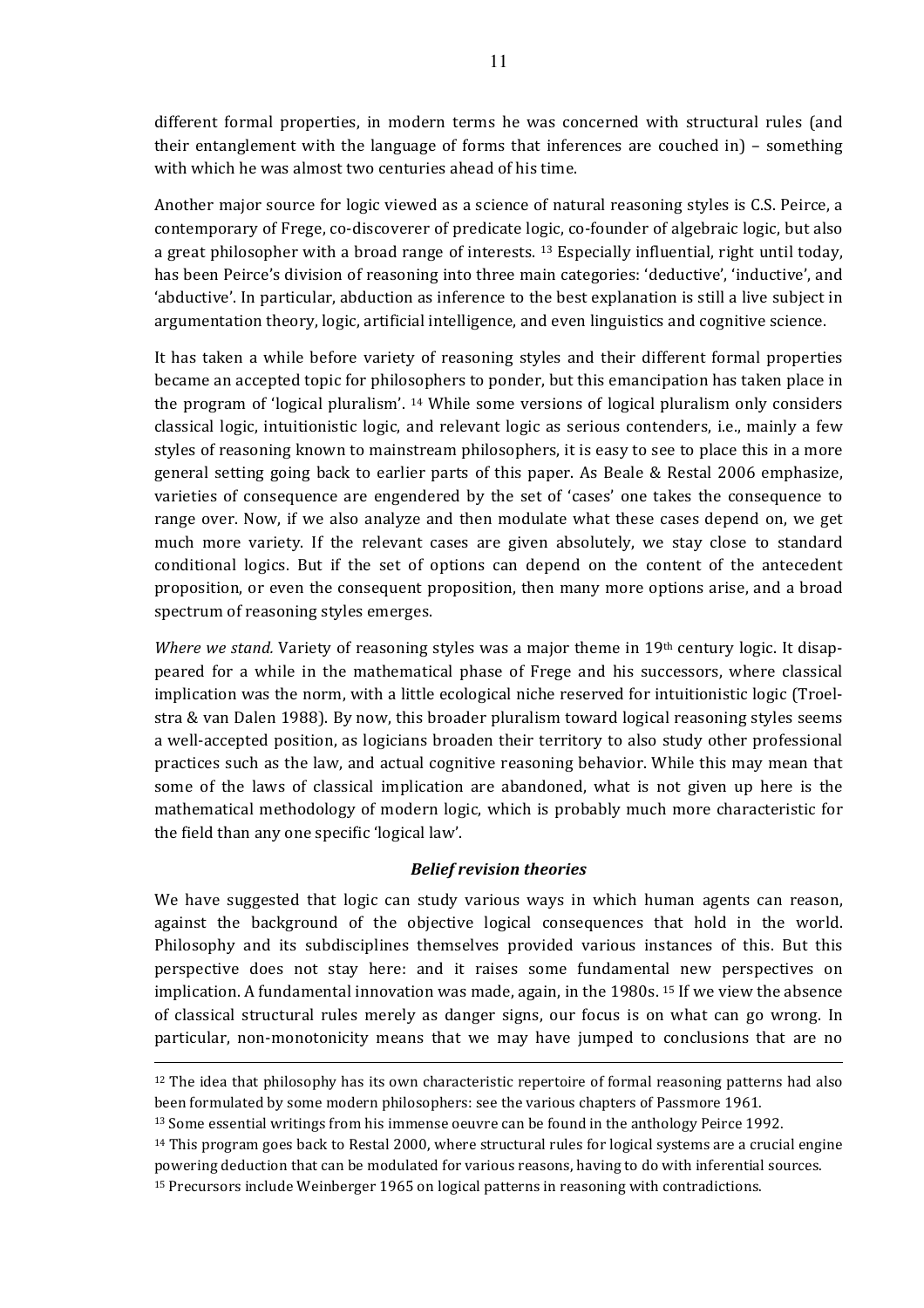different formal properties, in modern terms he was concerned with structural rules (and their entanglement with the language of forms that inferences are couched in) – something with which he was almost two centuries ahead of his time.

Another major source for logic viewed as a science of natural reasoning styles is C.S. Peirce, a contemporary of Frege, co-discoverer of predicate logic, co-founder of algebraic logic, but also a great philosopher with a broad range of interests. [13] Especially influential, right until today, has been Peirce's division of reasoning into three main categories: 'deductive', 'inductive', and 'abductive'. In particular, abduction as inference to the best explanation is still a live subject in argumentation theory, logic, artificial intelligence, and even linguistics and cognitive science.

It has taken a while before variety of reasoning styles and their different formal properties became an accepted topic for philosophers to ponder, but this emancipation has taken place in the program of 'logical pluralism'. [14] While some versions of logical pluralism only considers classical logic, intuitionistic logic, and relevant logic as serious contenders, i.e., mainly a few styles of reasoning known to mainstream philosophers, it is easy to see to place this in a more general setting going back to earlier parts of this paper. As Beale & Restal 2006 emphasize, varieties of consequence are engendered by the set of 'cases' one takes the consequence to range over. Now, if we also analyze and then modulate what these cases depend on, we get much more variety. If the relevant cases are given absolutely, we stay close to standard conditional logics. But if the set of options can depend on the content of the antecedent proposition, or even the consequent proposition, then many more options arise, and a broad spectrum of reasoning styles emerges.

*Where we stand.* Variety of reasoning styles was a major theme in 19th century logic. It disappeared for a while in the mathematical phase of Frege and his successors, where classical implication was the norm, with a little ecological niche reserved for intuitionistic logic (Troelstra & van Dalen 1988). By now, this broader pluralism toward logical reasoning styles seems a well-accepted position, as logicians broaden their territory to also study other professional practices such as the law, and actual cognitive reasoning behavior. While this may mean that some of the laws of classical implication are abandoned, what is not given up here is the mathematical methodology of modern logic, which is probably much more characteristic for the field than any one specific 'logical law'.

### *Belief revision theories*

We have suggested that logic can study various ways in which human agents can reason, against the background of the objective logical consequences that hold in the world. Philosophy and its subdisciplines themselves provided various instances of this. But this perspective does not stay here: and it raises some fundamental new perspectives on implication. A fundamental innovation was made, again, in the 1980s. [15] If we view the absence of classical structural rules merely as danger signs, our focus is on what can go wrong. In particular, non-monotonicity means that we may have jumped to conclusions that are no

---

[12] The idea that philosophy has its own characteristic repertoire of formal reasoning patterns had also been formulated by some modern philosophers: see the various chapters of Passmore 1961.

[13] Some essential writings from his immense oeuvre can be found in the anthology Peirce 1992.

[14] This program goes back to Restal 2000, where structural rules for logical systems are a crucial engine powering deduction that can be modulated for various reasons, having to do with inferential sources.

[15] Precursors include Weinberger 1965 on logical patterns in reasoning with contradictions.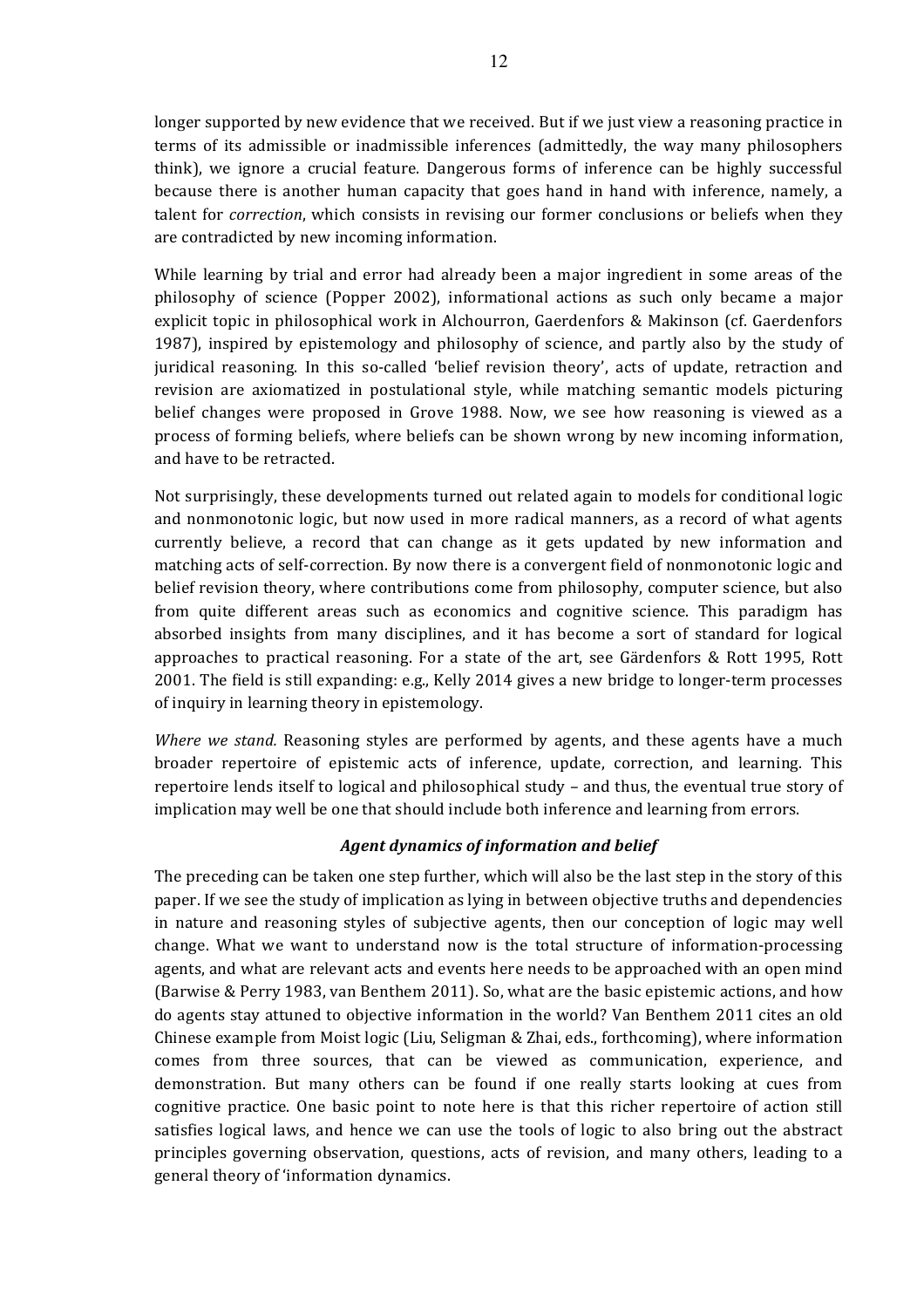longer supported by new evidence that we received. But if we just view a reasoning practice in terms of its admissible or inadmissible inferences (admittedly, the way many philosophers think), we ignore a crucial feature. Dangerous forms of inference can be highly successful because there is another human capacity that goes hand in hand with inference, namely, a talent for *correction*, which consists in revising our former conclusions or beliefs when they are contradicted by new incoming information.

While learning by trial and error had already been a major ingredient in some areas of the philosophy of science (Popper 2002), informational actions as such only became a major explicit topic in philosophical work in Alchourron, Gaerdenfors & Makinson (cf. Gaerdenfors 1987), inspired by epistemology and philosophy of science, and partly also by the study of juridical reasoning. In this so-called 'belief revision theory', acts of update, retraction and revision are axiomatized in postulational style, while matching semantic models picturing belief changes were proposed in Grove 1988. Now, we see how reasoning is viewed as a process of forming beliefs, where beliefs can be shown wrong by new incoming information, and have to be retracted.

Not surprisingly, these developments turned out related again to models for conditional logic and nonmonotonic logic, but now used in more radical manners, as a record of what agents currently believe, a record that can change as it gets updated by new information and matching acts of self-correction. By now there is a convergent field of nonmonotonic logic and belief revision theory, where contributions come from philosophy, computer science, but also from quite different areas such as economics and cognitive science. This paradigm has absorbed insights from many disciplines, and it has become a sort of standard for logical approaches to practical reasoning. For a state of the art, see Gärdenfors & Rott 1995, Rott 2001. The field is still expanding: e.g., Kelly 2014 gives a new bridge to longer-term processes of inquiry in learning theory in epistemology.

*Where we stand.* Reasoning styles are performed by agents, and these agents have a much broader repertoire of epistemic acts of inference, update, correction, and learning. This repertoire lends itself to logical and philosophical study – and thus, the eventual true story of implication may well be one that should include both inference and learning from errors.

### *Agent dynamics of information and belief*

The preceding can be taken one step further, which will also be the last step in the story of this paper. If we see the study of implication as lying in between objective truths and dependencies in nature and reasoning styles of subjective agents, then our conception of logic may well change. What we want to understand now is the total structure of information-processing agents, and what are relevant acts and events here needs to be approached with an open mind (Barwise & Perry 1983, van Benthem 2011). So, what are the basic epistemic actions, and how do agents stay attuned to objective information in the world? Van Benthem 2011 cites an old Chinese example from Moist logic (Liu, Seligman & Zhai, eds., forthcoming), where information comes from three sources, that can be viewed as communication, experience, and demonstration. But many others can be found if one really starts looking at cues from cognitive practice. One basic point to note here is that this richer repertoire of action still satisfies logical laws, and hence we can use the tools of logic to also bring out the abstract principles governing observation, questions, acts of revision, and many others, leading to a general theory of 'information dynamics.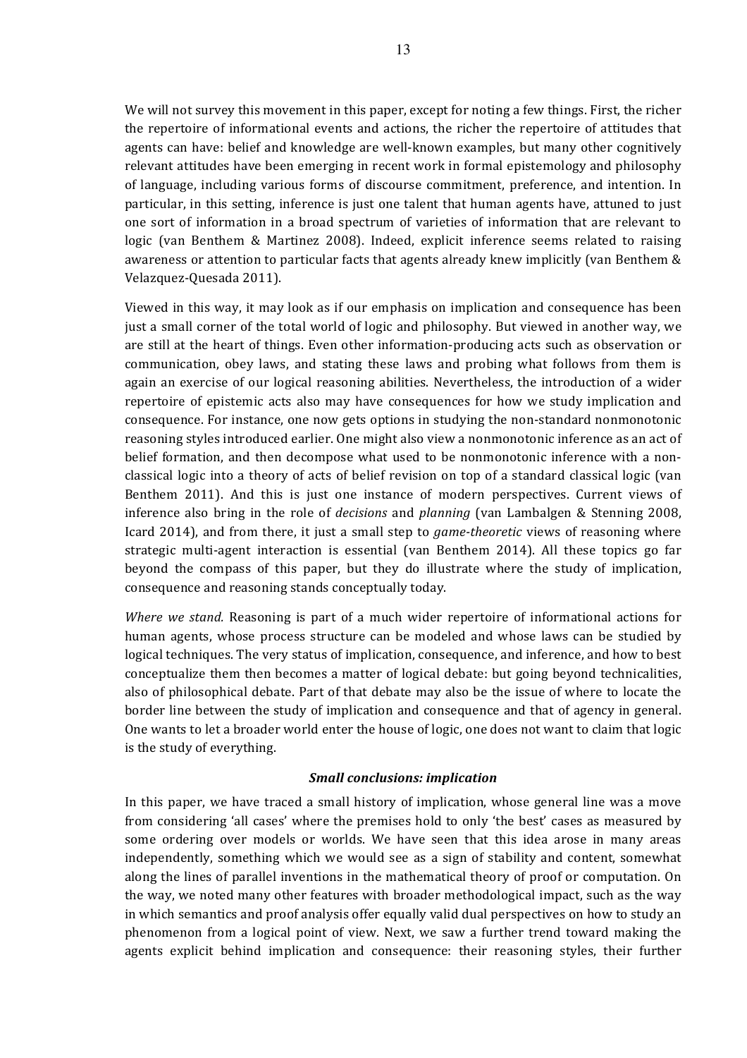We will not survey this movement in this paper, except for noting a few things. First, the richer the repertoire of informational events and actions, the richer the repertoire of attitudes that agents can have: belief and knowledge are well-known examples, but many other cognitively relevant attitudes have been emerging in recent work in formal epistemology and philosophy of language, including various forms of discourse commitment, preference, and intention. In particular, in this setting, inference is just one talent that human agents have, attuned to just one sort of information in a broad spectrum of varieties of information that are relevant to logic (van Benthem & Martinez 2008). Indeed, explicit inference seems related to raising awareness or attention to particular facts that agents already knew implicitly (van Benthem & Velazquez-Quesada 2011).

Viewed in this way, it may look as if our emphasis on implication and consequence has been just a small corner of the total world of logic and philosophy. But viewed in another way, we are still at the heart of things. Even other information-producing acts such as observation or communication, obey laws, and stating these laws and probing what follows from them is again an exercise of our logical reasoning abilities. Nevertheless, the introduction of a wider repertoire of epistemic acts also may have consequences for how we study implication and consequence. For instance, one now gets options in studying the non-standard nonmonotonic reasoning styles introduced earlier. One might also view a nonmonotonic inference as an act of belief formation, and then decompose what used to be nonmonotonic inference with a non-classical logic into a theory of acts of belief revision on top of a standard classical logic (van Benthem 2011). And this is just one instance of modern perspectives. Current views of inference also bring in the role of *decisions* and *planning* (van Lambalgen & Stenning 2008, Icard 2014), and from there, it just a small step to *game-theoretic* views of reasoning where strategic multi-agent interaction is essential (van Benthem 2014). All these topics go far beyond the compass of this paper, but they do illustrate where the study of implication, consequence and reasoning stands conceptually today.

*Where we stand.* Reasoning is part of a much wider repertoire of informational actions for human agents, whose process structure can be modeled and whose laws can be studied by logical techniques. The very status of implication, consequence, and inference, and how to best conceptualize them then becomes a matter of logical debate: but going beyond technicalities, also of philosophical debate. Part of that debate may also be the issue of where to locate the border line between the study of implication and consequence and that of agency in general. One wants to let a broader world enter the house of logic, one does not want to claim that logic is the study of everything.

### *Small conclusions: implication*

In this paper, we have traced a small history of implication, whose general line was a move from considering 'all cases' where the premises hold to only 'the best' cases as measured by some ordering over models or worlds. We have seen that this idea arose in many areas independently, something which we would see as a sign of stability and content, somewhat along the lines of parallel inventions in the mathematical theory of proof or computation. On the way, we noted many other features with broader methodological impact, such as the way in which semantics and proof analysis offer equally valid dual perspectives on how to study an phenomenon from a logical point of view. Next, we saw a further trend toward making the agents explicit behind implication and consequence: their reasoning styles, their further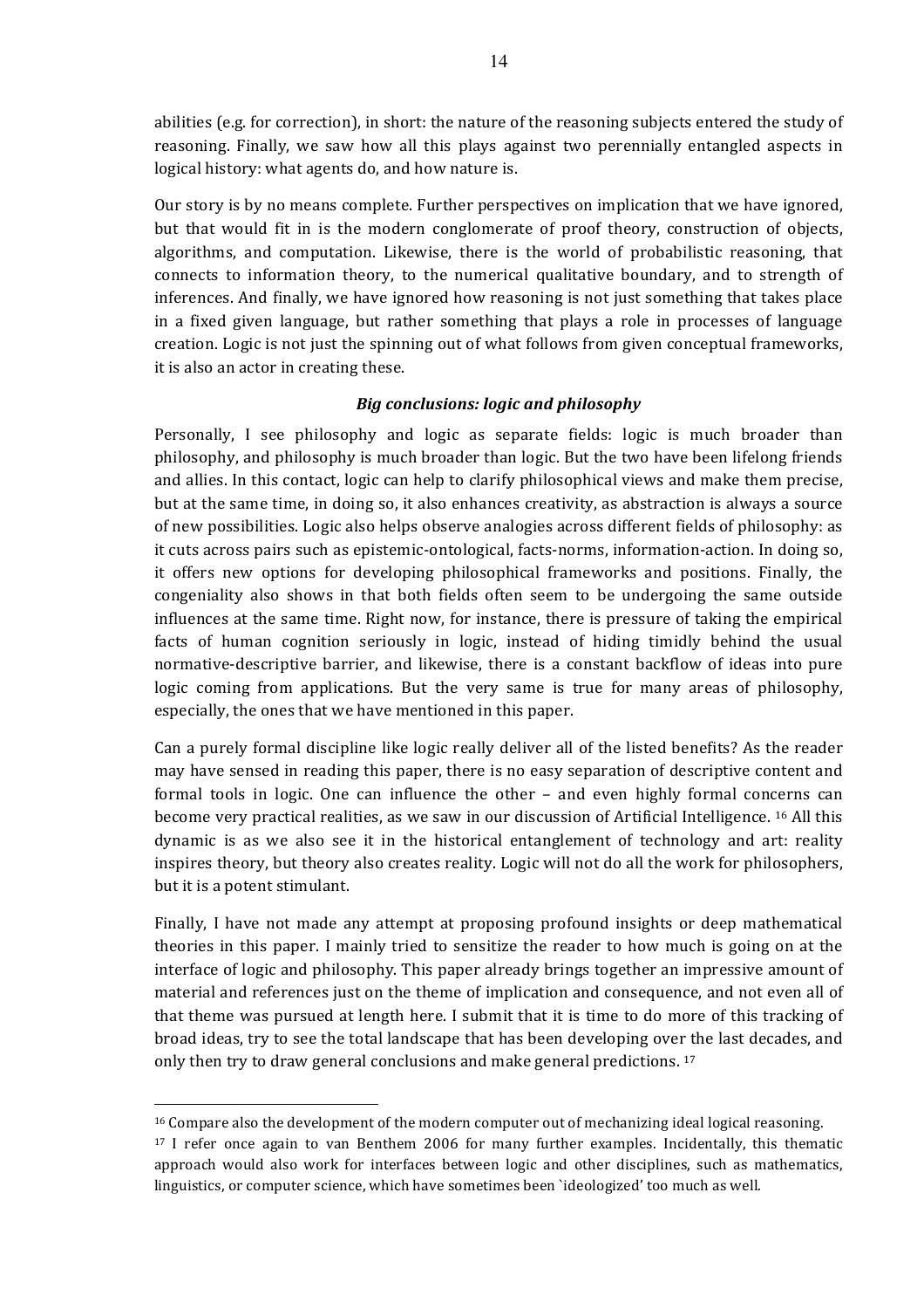abilities (e.g. for correction), in short: the nature of the reasoning subjects entered the study of reasoning. Finally, we saw how all this plays against two perennially entangled aspects in logical history: what agents do, and how nature is.

Our story is by no means complete. Further perspectives on implication that we have ignored, but that would fit in is the modern conglomerate of proof theory, construction of objects, algorithms, and computation. Likewise, there is the world of probabilistic reasoning, that connects to information theory, to the numerical qualitative boundary, and to strength of inferences. And finally, we have ignored how reasoning is not just something that takes place in a fixed given language, but rather something that plays a role in processes of language creation. Logic is not just the spinning out of what follows from given conceptual frameworks, it is also an actor in creating these.

### *Big conclusions: logic and philosophy*

Personally, I see philosophy and logic as separate fields: logic is much broader than philosophy, and philosophy is much broader than logic. But the two have been lifelong friends and allies. In this contact, logic can help to clarify philosophical views and make them precise, but at the same time, in doing so, it also enhances creativity, as abstraction is always a source of new possibilities. Logic also helps observe analogies across different fields of philosophy: as it cuts across pairs such as epistemic-ontological, facts-norms, information-action. In doing so, it offers new options for developing philosophical frameworks and positions. Finally, the congeniality also shows in that both fields often seem to be undergoing the same outside influences at the same time. Right now, for instance, there is pressure of taking the empirical facts of human cognition seriously in logic, instead of hiding timidly behind the usual normative-descriptive barrier, and likewise, there is a constant backflow of ideas into pure logic coming from applications. But the very same is true for many areas of philosophy, especially, the ones that we have mentioned in this paper.

Can a purely formal discipline like logic really deliver all of the listed benefits? As the reader may have sensed in reading this paper, there is no easy separation of descriptive content and formal tools in logic. One can influence the other – and even highly formal concerns can become very practical realities, as we saw in our discussion of Artificial Intelligence. [16] All this dynamic is as we also see it in the historical entanglement of technology and art: reality inspires theory, but theory also creates reality. Logic will not do all the work for philosophers, but it is a potent stimulant.

Finally, I have not made any attempt at proposing profound insights or deep mathematical theories in this paper. I mainly tried to sensitize the reader to how much is going on at the interface of logic and philosophy. This paper already brings together an impressive amount of material and references just on the theme of implication and consequence, and not even all of that theme was pursued at length here. I submit that it is time to do more of this tracking of broad ideas, try to see the total landscape that has been developing over the last decades, and only then try to draw general conclusions and make general predictions. [17]

---

[16] Compare also the development of the modern computer out of mechanizing ideal logical reasoning.

[17] I refer once again to van Benthem 2006 for many further examples. Incidentally, this thematic approach would also work for interfaces between logic and other disciplines, such as mathematics, linguistics, or computer science, which have sometimes been `ideologized' too much as well.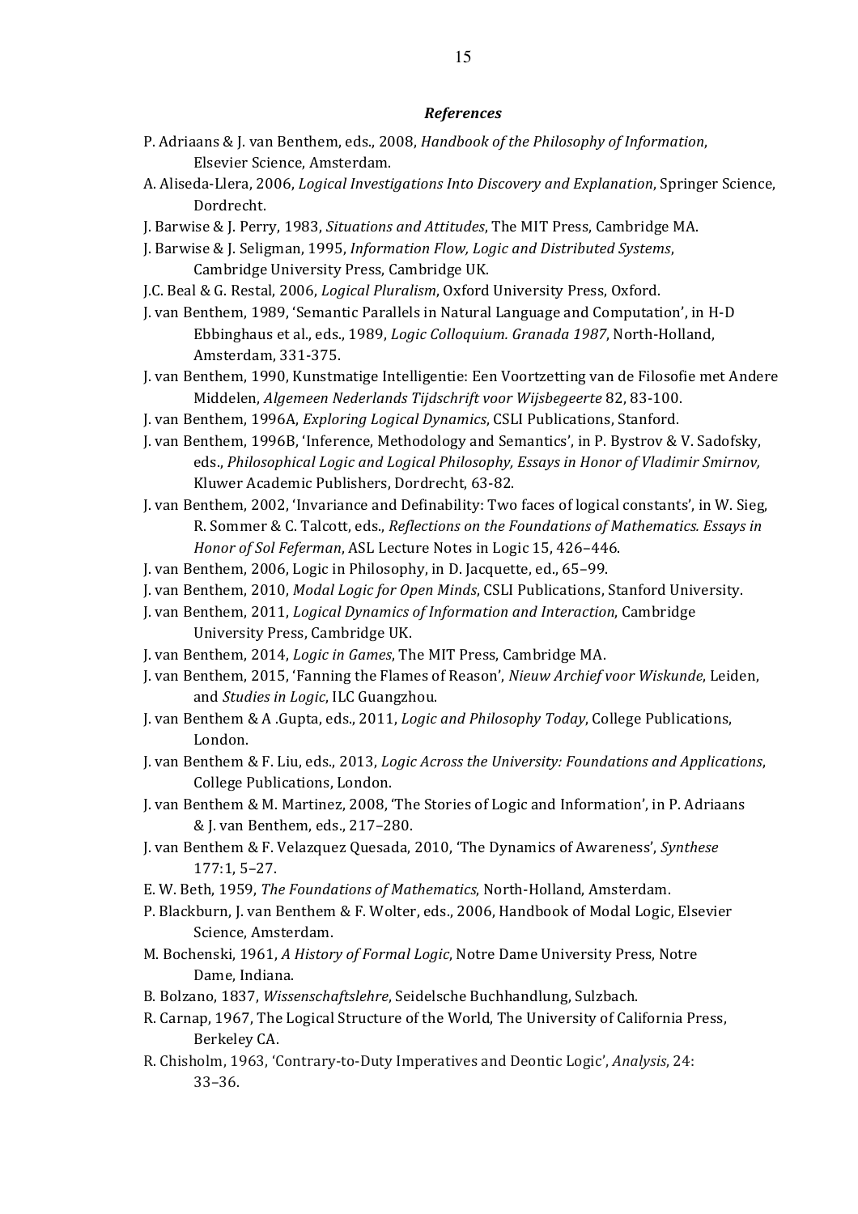### *References*

P. Adriaans & J. van Benthem, eds., 2008, *Handbook of the Philosophy of Information*, Elsevier Science, Amsterdam.

A. Aliseda-Llera, 2006, *Logical Investigations Into Discovery and Explanation*, Springer Science, Dordrecht.

J. Barwise & J. Perry, 1983, *Situations and Attitudes*, The MIT Press, Cambridge MA.

J. Barwise & J. Seligman, 1995, *Information Flow, Logic and Distributed Systems*, Cambridge University Press, Cambridge UK.

J.C. Beal & G. Restal, 2006, *Logical Pluralism*, Oxford University Press, Oxford.

J. van Benthem, 1989, 'Semantic Parallels in Natural Language and Computation', in H-D Ebbinghaus et al., eds., 1989, *Logic Colloquium. Granada 1987*, North-Holland, Amsterdam, 331-375.

J. van Benthem, 1990, Kunstmatige Intelligentie: Een Voortzetting van de Filosofie met Andere Middelen, *Algemeen Nederlands Tijdschrift voor Wijsbegeerte* 82, 83-100.

J. van Benthem, 1996A, *Exploring Logical Dynamics*, CSLI Publications, Stanford.

J. van Benthem, 1996B, 'Inference, Methodology and Semantics', in P. Bystrov & V. Sadofsky, eds., *Philosophical Logic and Logical Philosophy, Essays in Honor of Vladimir Smirnov,* Kluwer Academic Publishers, Dordrecht, 63-82.

J. van Benthem, 2002, 'Invariance and Definability: Two faces of logical constants', in W. Sieg, R. Sommer & C. Talcott, eds., *Reflections on the Foundations of Mathematics. Essays in Honor of Sol Feferman*, ASL Lecture Notes in Logic 15, 426–446.

J. van Benthem, 2006, Logic in Philosophy, in D. Jacquette, ed., 65–99.

J. van Benthem, 2010, *Modal Logic for Open Minds*, CSLI Publications, Stanford University.

J. van Benthem, 2011, *Logical Dynamics of Information and Interaction*, Cambridge University Press, Cambridge UK.

J. van Benthem, 2014, *Logic in Games*, The MIT Press, Cambridge MA.

J. van Benthem, 2015, 'Fanning the Flames of Reason', *Nieuw Archief voor Wiskunde*, Leiden, and *Studies in Logic*, ILC Guangzhou.

J. van Benthem & A .Gupta, eds., 2011, *Logic and Philosophy Today*, College Publications, London.

J. van Benthem & F. Liu, eds., 2013, *Logic Across the University: Foundations and Applications*, College Publications, London.

J. van Benthem & M. Martinez, 2008, 'The Stories of Logic and Information', in P. Adriaans & J. van Benthem, eds., 217–280.

J. van Benthem & F. Velazquez Quesada, 2010, 'The Dynamics of Awareness', *Synthese* 177:1, 5–27.

E. W. Beth, 1959, *The Foundations of Mathematics*, North-Holland, Amsterdam.

P. Blackburn, J. van Benthem & F. Wolter, eds., 2006, Handbook of Modal Logic, Elsevier Science, Amsterdam.

M. Bochenski, 1961, *A History of Formal Logic*, Notre Dame University Press, Notre Dame, Indiana.

B. Bolzano, 1837, *Wissenschaftslehre*, Seidelsche Buchhandlung, Sulzbach.

R. Carnap, 1967, The Logical Structure of the World, The University of California Press, Berkeley CA.

R. Chisholm, 1963, 'Contrary-to-Duty Imperatives and Deontic Logic', *Analysis*, 24: 33–36.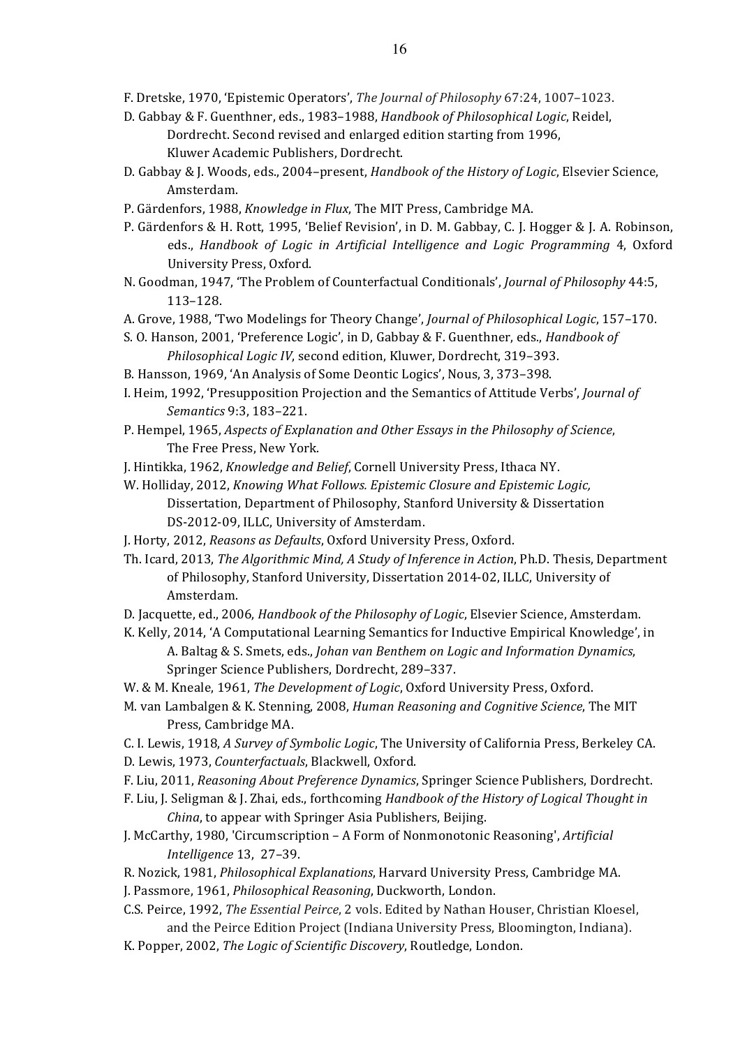F. Dretske, 1970, 'Epistemic Operators', *The Journal of Philosophy* 67:24, 1007–1023.

D. Gabbay & F. Guenthner, eds., 1983–1988, *Handbook of Philosophical Logic*, Reidel, Dordrecht. Second revised and enlarged edition starting from 1996, Kluwer Academic Publishers, Dordrecht.

D. Gabbay & J. Woods, eds., 2004–present, *Handbook of the History of Logic*, Elsevier Science, Amsterdam.

P. Gärdenfors, 1988, *Knowledge in Flux*, The MIT Press, Cambridge MA.

P. Gärdenfors & H. Rott, 1995, 'Belief Revision', in D. M. Gabbay, C. J. Hogger & J. A. Robinson, eds., *Handbook of Logic in Artificial Intelligence and Logic Programming* 4, Oxford University Press, Oxford.

N. Goodman, 1947, 'The Problem of Counterfactual Conditionals', *Journal of Philosophy* 44:5, 113–128.

A. Grove, 1988, 'Two Modelings for Theory Change', *Journal of Philosophical Logic*, 157–170.

S. O. Hanson, 2001, 'Preference Logic', in D, Gabbay & F. Guenthner, eds., *Handbook of Philosophical Logic IV*, second edition, Kluwer, Dordrecht, 319–393.

B. Hansson, 1969, 'An Analysis of Some Deontic Logics', Nous, 3, 373–398.

I. Heim, 1992, 'Presupposition Projection and the Semantics of Attitude Verbs', *Journal of Semantics* 9:3, 183–221.

P. Hempel, 1965, *Aspects of Explanation and Other Essays in the Philosophy of Science*, The Free Press, New York.

J. Hintikka, 1962, *Knowledge and Belief*, Cornell University Press, Ithaca NY.

W. Holliday, 2012, *Knowing What Follows. Epistemic Closure and Epistemic Logic,* Dissertation, Department of Philosophy, Stanford University & Dissertation DS-2012-09, ILLC, University of Amsterdam.

J. Horty, 2012, *Reasons as Defaults*, Oxford University Press, Oxford.

Th. Icard, 2013, *The Algorithmic Mind, A Study of Inference in Action*, Ph.D. Thesis, Department of Philosophy, Stanford University, Dissertation 2014-02, ILLC, University of Amsterdam.

D. Jacquette, ed., 2006, *Handbook of the Philosophy of Logic*, Elsevier Science, Amsterdam.

K. Kelly, 2014, 'A Computational Learning Semantics for Inductive Empirical Knowledge', in A. Baltag & S. Smets, eds., *Johan van Benthem on Logic and Information Dynamics*, Springer Science Publishers, Dordrecht, 289–337.

W. & M. Kneale, 1961, *The Development of Logic*, Oxford University Press, Oxford.

M. van Lambalgen & K. Stenning, 2008, *Human Reasoning and Cognitive Science*, The MIT Press, Cambridge MA.

C. I. Lewis, 1918, *A Survey of Symbolic Logic*, The University of California Press, Berkeley CA.

D. Lewis, 1973, *Counterfactuals*, Blackwell, Oxford.

F. Liu, 2011, *Reasoning About Preference Dynamics*, Springer Science Publishers, Dordrecht.

F. Liu, J. Seligman & J. Zhai, eds., forthcoming *Handbook of the History of Logical Thought in China*, to appear with Springer Asia Publishers, Beijing.

J. McCarthy, 1980, 'Circumscription – A Form of Nonmonotonic Reasoning', *Artificial Intelligence* 13, 27–39.

R. Nozick, 1981, *Philosophical Explanations*, Harvard University Press, Cambridge MA.

J. Passmore, 1961, *Philosophical Reasoning*, Duckworth, London.

C.S. Peirce, 1992, *The Essential Peirce*, 2 vols. Edited by Nathan Houser, Christian Kloesel, and the Peirce Edition Project (Indiana University Press, Bloomington, Indiana).

K. Popper, 2002, *The Logic of Scientific Discovery*, Routledge, London.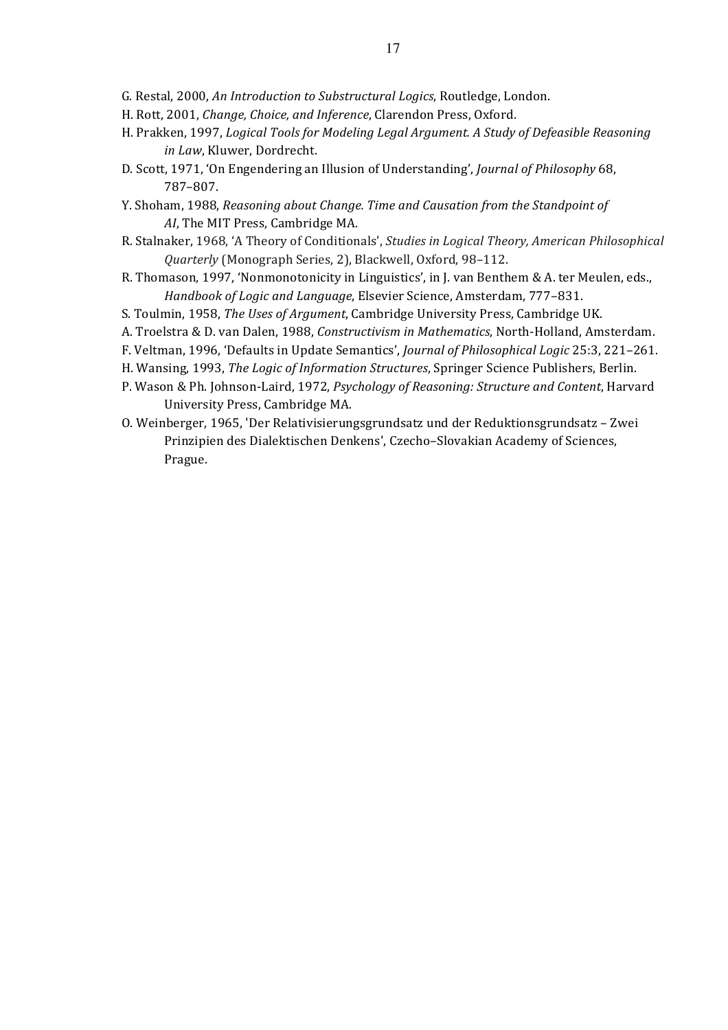G. Restal, 2000, *An Introduction to Substructural Logics*, Routledge, London.

H. Rott, 2001, *Change, Choice, and Inference*, Clarendon Press, Oxford.

H. Prakken, 1997, *Logical Tools for Modeling Legal Argument. A Study of Defeasible Reasoning in Law*, Kluwer, Dordrecht.

D. Scott, 1971, 'On Engendering an Illusion of Understanding', *Journal of Philosophy* 68, 787–807.

Y. Shoham, 1988, *Reasoning about Change. Time and Causation from the Standpoint of AI*, The MIT Press, Cambridge MA.

R. Stalnaker, 1968, 'A Theory of Conditionals', *Studies in Logical Theory, American Philosophical Quarterly* (Monograph Series, 2), Blackwell, Oxford, 98–112.

R. Thomason, 1997, 'Nonmonotonicity in Linguistics', in J. van Benthem & A. ter Meulen, eds., *Handbook of Logic and Language*, Elsevier Science, Amsterdam, 777–831.

S. Toulmin, 1958, *The Uses of Argument*, Cambridge University Press, Cambridge UK.

A. Troelstra & D. van Dalen, 1988, *Constructivism in Mathematics*, North-Holland, Amsterdam.

F. Veltman, 1996, 'Defaults in Update Semantics', *Journal of Philosophical Logic* 25:3, 221–261.

H. Wansing, 1993, *The Logic of Information Structures*, Springer Science Publishers, Berlin.

P. Wason & Ph. Johnson-Laird, 1972, *Psychology of Reasoning: Structure and Content*, Harvard University Press, Cambridge MA.

O. Weinberger, 1965, 'Der Relativisierungsgrundsatz und der Reduktionsgrundsatz – Zwei Prinzipien des Dialektischen Denkens', Czecho–Slovakian Academy of Sciences, Prague.